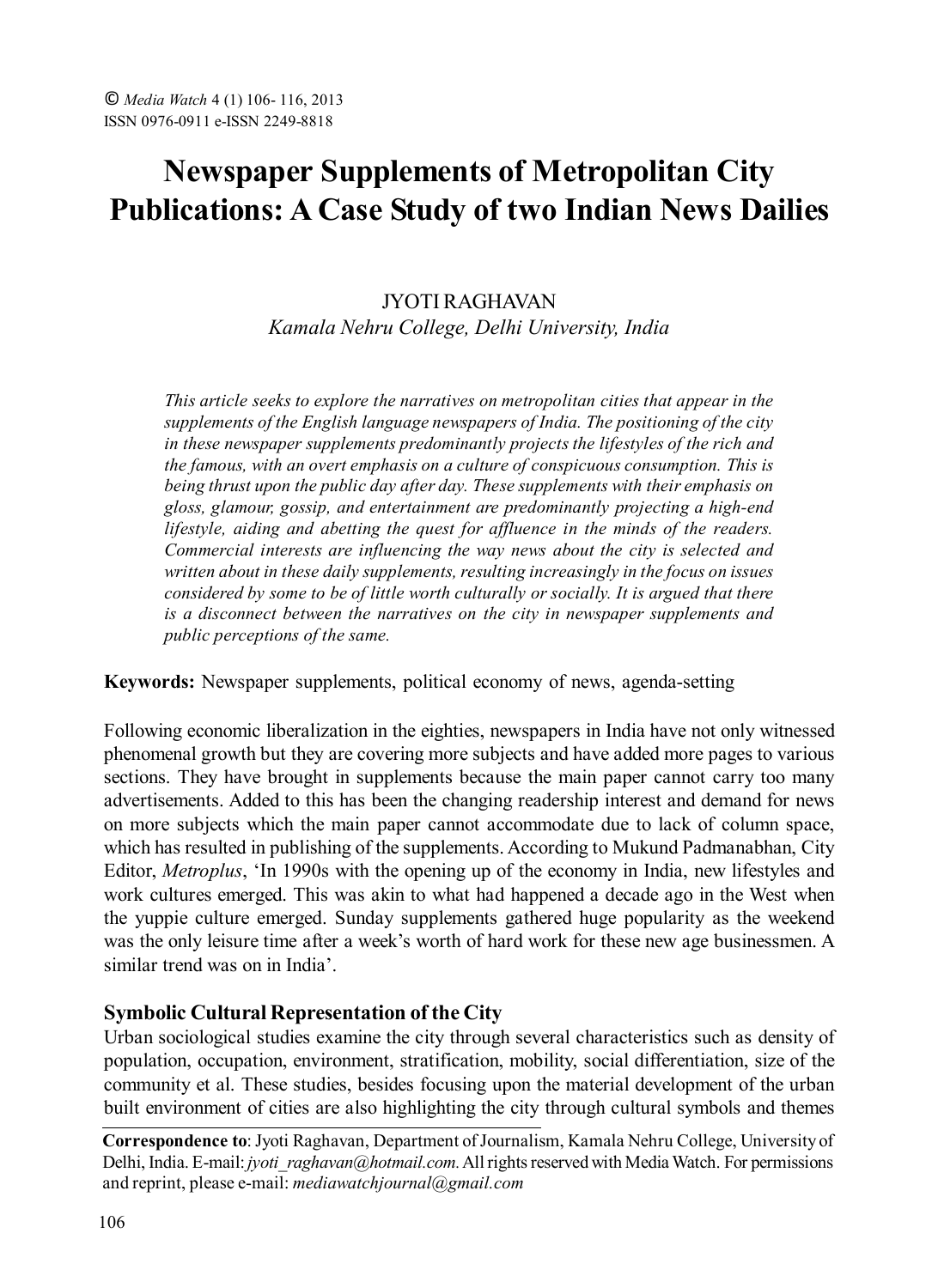# Newspaper Supplements of Metropolitan City Publications: A Case Study of two Indian News Dailies

JYOTI RAGHAVAN
*Kamala Nehru College, Delhi University, India*

*This article seeks to explore the narratives on metropolitan cities that appear in the supplements of the English language newspapers of India. The positioning of the city in these newspaper supplements predominantly projects the lifestyles of the rich and the famous, with an overt emphasis on a culture of conspicuous consumption. This is being thrust upon the public day after day. These supplements with their emphasis on gloss, glamour, gossip, and entertainment are predominantly projecting a high-end lifestyle, aiding and abetting the quest for affluence in the minds of the readers. Commercial interests are influencing the way news about the city is selected and written about in these daily supplements, resulting increasingly in the focus on issues considered by some to be of little worth culturally or socially. It is argued that there is a disconnect between the narratives on the city in newspaper supplements and public perceptions of the same.*

**Keywords:** Newspaper supplements, political economy of news, agenda-setting

Following economic liberalization in the eighties, newspapers in India have not only witnessed phenomenal growth but they are covering more subjects and have added more pages to various sections. They have brought in supplements because the main paper cannot carry too many advertisements. Added to this has been the changing readership interest and demand for news on more subjects which the main paper cannot accommodate due to lack of column space, which has resulted in publishing of the supplements. According to Mukund Padmanabhan, City Editor, *Metroplus*, 'In 1990s with the opening up of the economy in India, new lifestyles and work cultures emerged. This was akin to what had happened a decade ago in the West when the yuppie culture emerged. Sunday supplements gathered huge popularity as the weekend was the only leisure time after a week's worth of hard work for these new age businessmen. A similar trend was on in India'.

## Symbolic Cultural Representation of the City

Urban sociological studies examine the city through several characteristics such as density of population, occupation, environment, stratification, mobility, social differentiation, size of the community et al. These studies, besides focusing upon the material development of the urban built environment of cities are also highlighting the city through cultural symbols and themes

**Correspondence to**: Jyoti Raghavan, Department of Journalism, Kamala Nehru College, University of Delhi, India. E-mail: *jyoti_raghavan@hotmail.com.* All rights reserved with Media Watch. For permissions and reprint, please e-mail: *mediawatchjournal@gmail.com*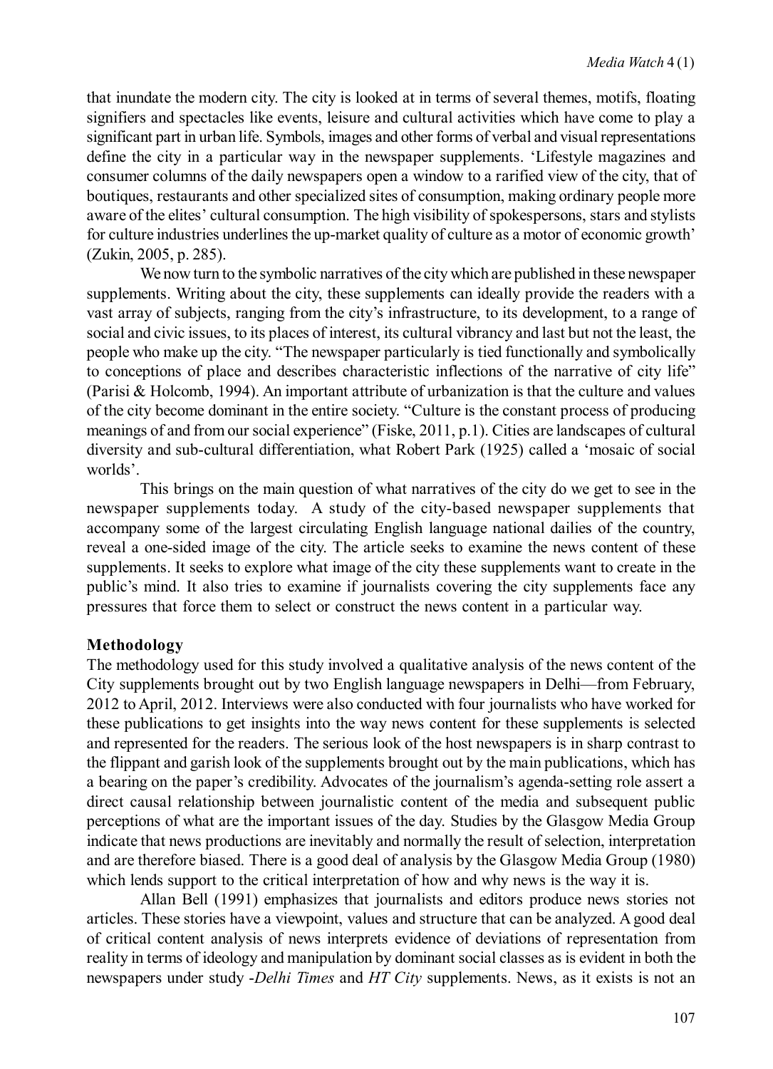that inundate the modern city. The city is looked at in terms of several themes, motifs, floating signifiers and spectacles like events, leisure and cultural activities which have come to play a significant part in urban life. Symbols, images and other forms of verbal and visual representations define the city in a particular way in the newspaper supplements. 'Lifestyle magazines and consumer columns of the daily newspapers open a window to a rarified view of the city, that of boutiques, restaurants and other specialized sites of consumption, making ordinary people more aware of the elites' cultural consumption. The high visibility of spokespersons, stars and stylists for culture industries underlines the up-market quality of culture as a motor of economic growth' (Zukin, 2005, p. 285).

We now turn to the symbolic narratives of the city which are published in these newspaper supplements. Writing about the city, these supplements can ideally provide the readers with a vast array of subjects, ranging from the city's infrastructure, to its development, to a range of social and civic issues, to its places of interest, its cultural vibrancy and last but not the least, the people who make up the city. "The newspaper particularly is tied functionally and symbolically to conceptions of place and describes characteristic inflections of the narrative of city life" (Parisi & Holcomb, 1994). An important attribute of urbanization is that the culture and values of the city become dominant in the entire society. "Culture is the constant process of producing meanings of and from our social experience" (Fiske, 2011, p.1). Cities are landscapes of cultural diversity and sub-cultural differentiation, what Robert Park (1925) called a 'mosaic of social worlds'.

This brings on the main question of what narratives of the city do we get to see in the newspaper supplements today. A study of the city-based newspaper supplements that accompany some of the largest circulating English language national dailies of the country, reveal a one-sided image of the city. The article seeks to examine the news content of these supplements. It seeks to explore what image of the city these supplements want to create in the public's mind. It also tries to examine if journalists covering the city supplements face any pressures that force them to select or construct the news content in a particular way.

## Methodology

The methodology used for this study involved a qualitative analysis of the news content of the City supplements brought out by two English language newspapers in Delhi—from February, 2012 to April, 2012. Interviews were also conducted with four journalists who have worked for these publications to get insights into the way news content for these supplements is selected and represented for the readers. The serious look of the host newspapers is in sharp contrast to the flippant and garish look of the supplements brought out by the main publications, which has a bearing on the paper's credibility. Advocates of the journalism's agenda-setting role assert a direct causal relationship between journalistic content of the media and subsequent public perceptions of what are the important issues of the day. Studies by the Glasgow Media Group indicate that news productions are inevitably and normally the result of selection, interpretation and are therefore biased. There is a good deal of analysis by the Glasgow Media Group (1980) which lends support to the critical interpretation of how and why news is the way it is.

Allan Bell (1991) emphasizes that journalists and editors produce news stories not articles. These stories have a viewpoint, values and structure that can be analyzed. A good deal of critical content analysis of news interprets evidence of deviations of representation from reality in terms of ideology and manipulation by dominant social classes as is evident in both the newspapers under study -*Delhi Times* and *HT City* supplements. News, as it exists is not an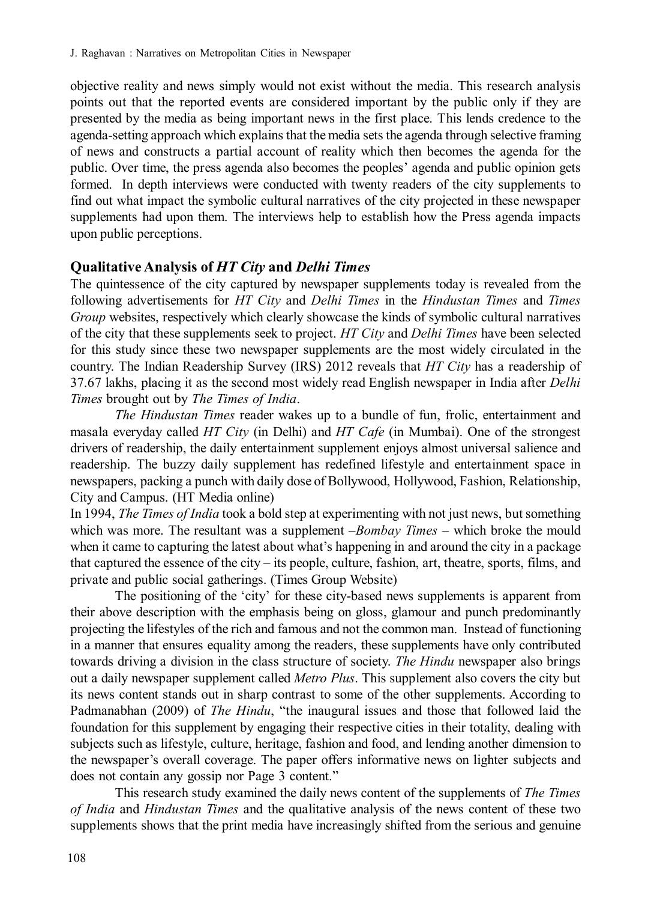objective reality and news simply would not exist without the media. This research analysis points out that the reported events are considered important by the public only if they are presented by the media as being important news in the first place. This lends credence to the agenda-setting approach which explains that the media sets the agenda through selective framing of news and constructs a partial account of reality which then becomes the agenda for the public. Over time, the press agenda also becomes the peoples' agenda and public opinion gets formed. In depth interviews were conducted with twenty readers of the city supplements to find out what impact the symbolic cultural narratives of the city projected in these newspaper supplements had upon them. The interviews help to establish how the Press agenda impacts upon public perceptions.

## Qualitative Analysis of *HT City* and *Delhi Times*

The quintessence of the city captured by newspaper supplements today is revealed from the following advertisements for *HT City* and *Delhi Times* in the *Hindustan Times* and *Times Group* websites, respectively which clearly showcase the kinds of symbolic cultural narratives of the city that these supplements seek to project. *HT City* and *Delhi Times* have been selected for this study since these two newspaper supplements are the most widely circulated in the country. The Indian Readership Survey (IRS) 2012 reveals that *HT City* has a readership of 37.67 lakhs, placing it as the second most widely read English newspaper in India after *Delhi Times* brought out by *The Times of India*.

*The Hindustan Times* reader wakes up to a bundle of fun, frolic, entertainment and masala everyday called *HT City* (in Delhi) and *HT Cafe* (in Mumbai). One of the strongest drivers of readership, the daily entertainment supplement enjoys almost universal salience and readership. The buzzy daily supplement has redefined lifestyle and entertainment space in newspapers, packing a punch with daily dose of Bollywood, Hollywood, Fashion, Relationship, City and Campus. (HT Media online)

In 1994, *The Times of India* took a bold step at experimenting with not just news, but something which was more. The resultant was a supplement –*Bombay Times* – which broke the mould when it came to capturing the latest about what's happening in and around the city in a package that captured the essence of the city – its people, culture, fashion, art, theatre, sports, films, and private and public social gatherings. (Times Group Website)

The positioning of the 'city' for these city-based news supplements is apparent from their above description with the emphasis being on gloss, glamour and punch predominantly projecting the lifestyles of the rich and famous and not the common man. Instead of functioning in a manner that ensures equality among the readers, these supplements have only contributed towards driving a division in the class structure of society. *The Hindu* newspaper also brings out a daily newspaper supplement called *Metro Plus*. This supplement also covers the city but its news content stands out in sharp contrast to some of the other supplements. According to Padmanabhan (2009) of *The Hindu*, "the inaugural issues and those that followed laid the foundation for this supplement by engaging their respective cities in their totality, dealing with subjects such as lifestyle, culture, heritage, fashion and food, and lending another dimension to the newspaper's overall coverage. The paper offers informative news on lighter subjects and does not contain any gossip nor Page 3 content."

This research study examined the daily news content of the supplements of *The Times of India* and *Hindustan Times* and the qualitative analysis of the news content of these two supplements shows that the print media have increasingly shifted from the serious and genuine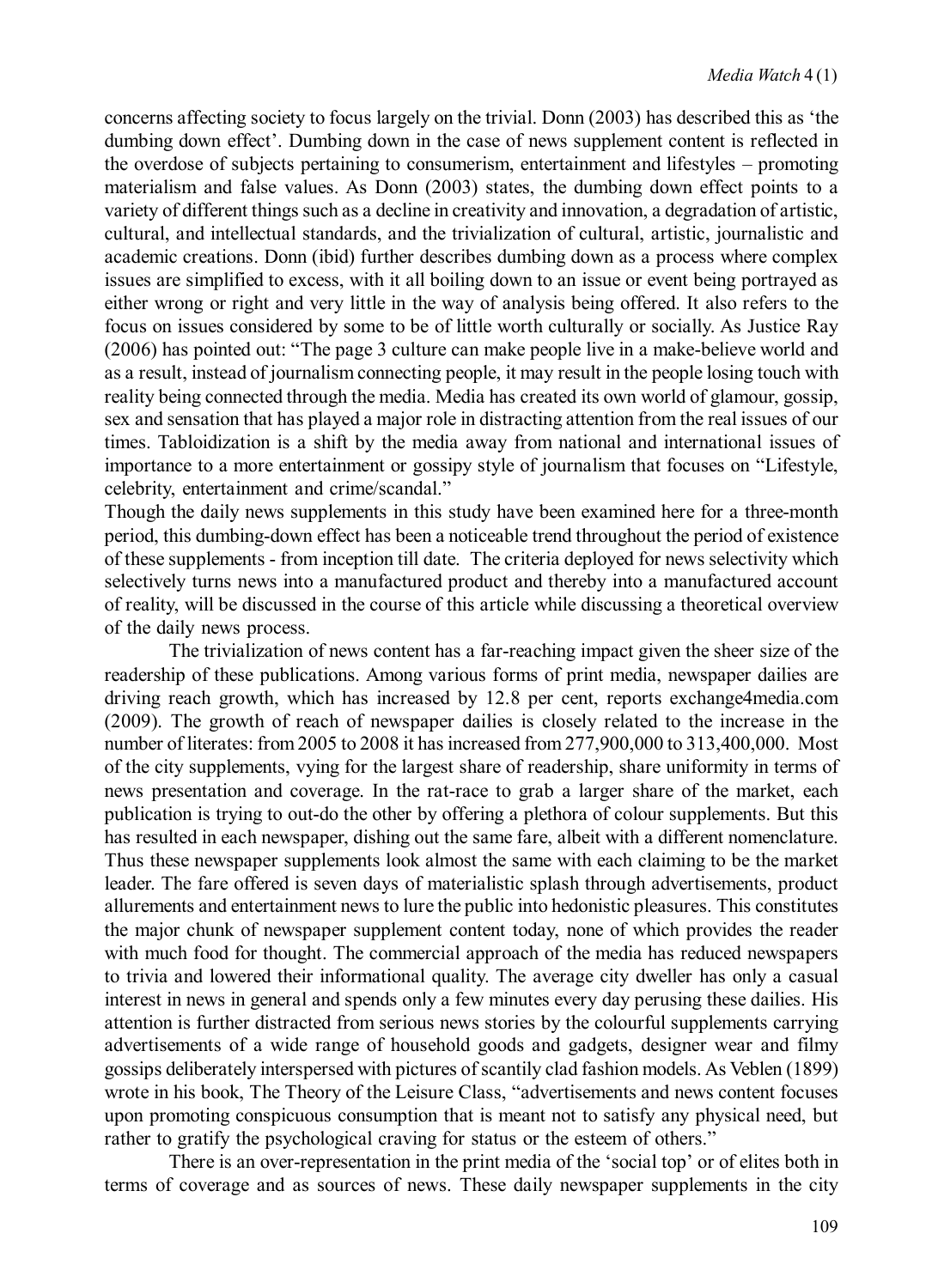concerns affecting society to focus largely on the trivial. Donn (2003) has described this as 'the dumbing down effect'. Dumbing down in the case of news supplement content is reflected in the overdose of subjects pertaining to consumerism, entertainment and lifestyles – promoting materialism and false values. As Donn (2003) states, the dumbing down effect points to a variety of different things such as a decline in creativity and innovation, a degradation of artistic, cultural, and intellectual standards, and the trivialization of cultural, artistic, journalistic and academic creations. Donn (ibid) further describes dumbing down as a process where complex issues are simplified to excess, with it all boiling down to an issue or event being portrayed as either wrong or right and very little in the way of analysis being offered. It also refers to the focus on issues considered by some to be of little worth culturally or socially. As Justice Ray (2006) has pointed out: "The page 3 culture can make people live in a make-believe world and as a result, instead of journalism connecting people, it may result in the people losing touch with reality being connected through the media. Media has created its own world of glamour, gossip, sex and sensation that has played a major role in distracting attention from the real issues of our times. Tabloidization is a shift by the media away from national and international issues of importance to a more entertainment or gossipy style of journalism that focuses on "Lifestyle, celebrity, entertainment and crime/scandal."

Though the daily news supplements in this study have been examined here for a three-month period, this dumbing-down effect has been a noticeable trend throughout the period of existence of these supplements - from inception till date. The criteria deployed for news selectivity which selectively turns news into a manufactured product and thereby into a manufactured account of reality, will be discussed in the course of this article while discussing a theoretical overview of the daily news process.

The trivialization of news content has a far-reaching impact given the sheer size of the readership of these publications. Among various forms of print media, newspaper dailies are driving reach growth, which has increased by 12.8 per cent, reports exchange4media.com (2009). The growth of reach of newspaper dailies is closely related to the increase in the number of literates: from 2005 to 2008 it has increased from 277,900,000 to 313,400,000. Most of the city supplements, vying for the largest share of readership, share uniformity in terms of news presentation and coverage. In the rat-race to grab a larger share of the market, each publication is trying to out-do the other by offering a plethora of colour supplements. But this has resulted in each newspaper, dishing out the same fare, albeit with a different nomenclature. Thus these newspaper supplements look almost the same with each claiming to be the market leader. The fare offered is seven days of materialistic splash through advertisements, product allurements and entertainment news to lure the public into hedonistic pleasures. This constitutes the major chunk of newspaper supplement content today, none of which provides the reader with much food for thought. The commercial approach of the media has reduced newspapers to trivia and lowered their informational quality. The average city dweller has only a casual interest in news in general and spends only a few minutes every day perusing these dailies. His attention is further distracted from serious news stories by the colourful supplements carrying advertisements of a wide range of household goods and gadgets, designer wear and filmy gossips deliberately interspersed with pictures of scantily clad fashion models. As Veblen (1899) wrote in his book, The Theory of the Leisure Class, "advertisements and news content focuses upon promoting conspicuous consumption that is meant not to satisfy any physical need, but rather to gratify the psychological craving for status or the esteem of others."

There is an over-representation in the print media of the 'social top' or of elites both in terms of coverage and as sources of news. These daily newspaper supplements in the city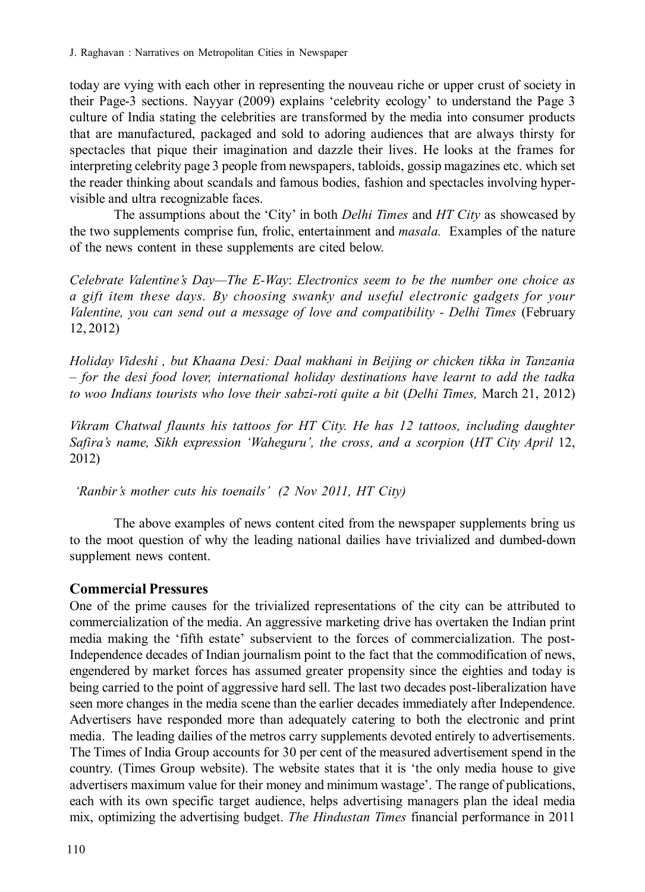today are vying with each other in representing the nouveau riche or upper crust of society in their Page-3 sections. Nayyar (2009) explains 'celebrity ecology' to understand the Page 3 culture of India stating the celebrities are transformed by the media into consumer products that are manufactured, packaged and sold to adoring audiences that are always thirsty for spectacles that pique their imagination and dazzle their lives. He looks at the frames for interpreting celebrity page 3 people from newspapers, tabloids, gossip magazines etc. which set the reader thinking about scandals and famous bodies, fashion and spectacles involving hyper-visible and ultra recognizable faces.

The assumptions about the 'City' in both *Delhi Times* and *HT City* as showcased by the two supplements comprise fun, frolic, entertainment and *masala.* Examples of the nature of the news content in these supplements are cited below.

*Celebrate Valentine's Day—The E-Way*: *Electronics seem to be the number one choice as a gift item these days. By choosing swanky and useful electronic gadgets for your Valentine, you can send out a message of love and compatibility - Delhi Times* (February 12, 2012)

*Holiday Videshi , but Khaana Desi: Daal makhani in Beijing or chicken tikka in Tanzania – for the desi food lover, international holiday destinations have learnt to add the tadka to woo Indians tourists who love their sabzi-roti quite a bit* (*Delhi Times,* March 21, 2012)

*Vikram Chatwal flaunts his tattoos for HT City. He has 12 tattoos, including daughter Safira's name, Sikh expression 'Waheguru', the cross, and a scorpion* (*HT City April* 12, 2012)

*'Ranbir's mother cuts his toenails' (2 Nov 2011, HT City)*

The above examples of news content cited from the newspaper supplements bring us to the moot question of why the leading national dailies have trivialized and dumbed-down supplement news content.

## Commercial Pressures

One of the prime causes for the trivialized representations of the city can be attributed to commercialization of the media. An aggressive marketing drive has overtaken the Indian print media making the 'fifth estate' subservient to the forces of commercialization. The post-Independence decades of Indian journalism point to the fact that the commodification of news, engendered by market forces has assumed greater propensity since the eighties and today is being carried to the point of aggressive hard sell. The last two decades post-liberalization have seen more changes in the media scene than the earlier decades immediately after Independence. Advertisers have responded more than adequately catering to both the electronic and print media. The leading dailies of the metros carry supplements devoted entirely to advertisements. The Times of India Group accounts for 30 per cent of the measured advertisement spend in the country. (Times Group website). The website states that it is 'the only media house to give advertisers maximum value for their money and minimum wastage'. The range of publications, each with its own specific target audience, helps advertising managers plan the ideal media mix, optimizing the advertising budget. *The Hindustan Times* financial performance in 2011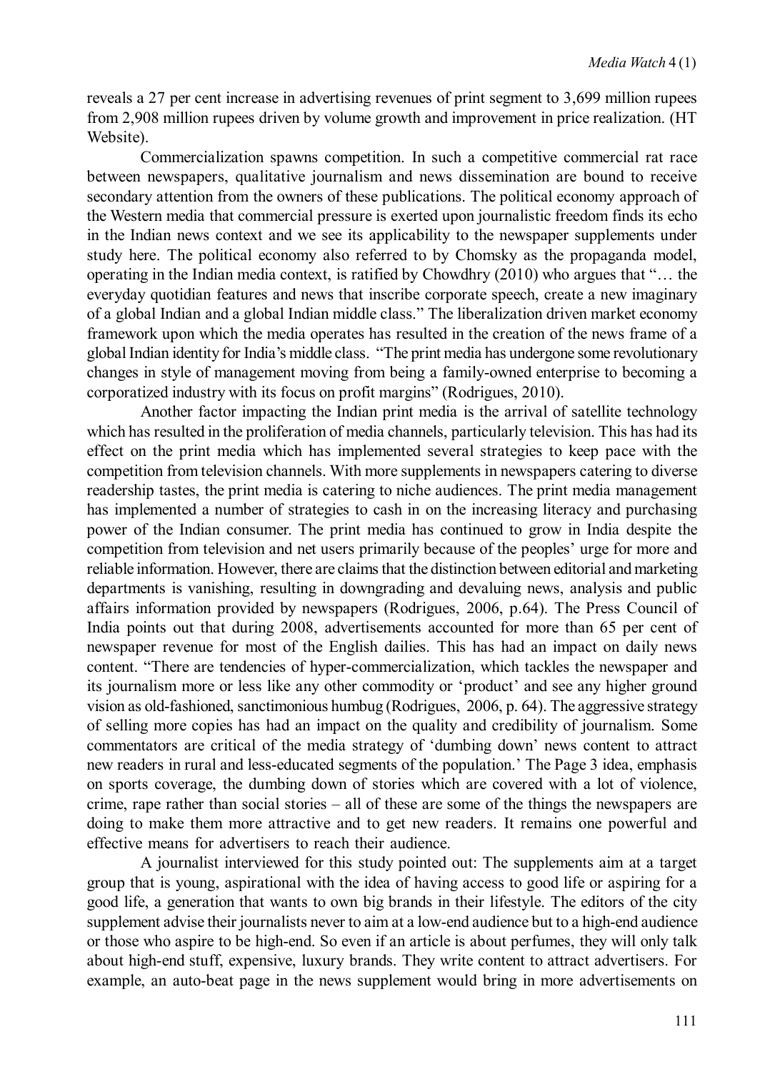reveals a 27 per cent increase in advertising revenues of print segment to 3,699 million rupees from 2,908 million rupees driven by volume growth and improvement in price realization. (HT Website).

Commercialization spawns competition. In such a competitive commercial rat race between newspapers, qualitative journalism and news dissemination are bound to receive secondary attention from the owners of these publications. The political economy approach of the Western media that commercial pressure is exerted upon journalistic freedom finds its echo in the Indian news context and we see its applicability to the newspaper supplements under study here. The political economy also referred to by Chomsky as the propaganda model, operating in the Indian media context, is ratified by Chowdhry (2010) who argues that "… the everyday quotidian features and news that inscribe corporate speech, create a new imaginary of a global Indian and a global Indian middle class." The liberalization driven market economy framework upon which the media operates has resulted in the creation of the news frame of a global Indian identity for India's middle class. "The print media has undergone some revolutionary changes in style of management moving from being a family-owned enterprise to becoming a corporatized industry with its focus on profit margins" (Rodrigues, 2010).

Another factor impacting the Indian print media is the arrival of satellite technology which has resulted in the proliferation of media channels, particularly television. This has had its effect on the print media which has implemented several strategies to keep pace with the competition from television channels. With more supplements in newspapers catering to diverse readership tastes, the print media is catering to niche audiences. The print media management has implemented a number of strategies to cash in on the increasing literacy and purchasing power of the Indian consumer. The print media has continued to grow in India despite the competition from television and net users primarily because of the peoples' urge for more and reliable information. However, there are claims that the distinction between editorial and marketing departments is vanishing, resulting in downgrading and devaluing news, analysis and public affairs information provided by newspapers (Rodrigues, 2006, p.64). The Press Council of India points out that during 2008, advertisements accounted for more than 65 per cent of newspaper revenue for most of the English dailies. This has had an impact on daily news content. "There are tendencies of hyper-commercialization, which tackles the newspaper and its journalism more or less like any other commodity or 'product' and see any higher ground vision as old-fashioned, sanctimonious humbug (Rodrigues, 2006, p. 64). The aggressive strategy of selling more copies has had an impact on the quality and credibility of journalism. Some commentators are critical of the media strategy of 'dumbing down' news content to attract new readers in rural and less-educated segments of the population.' The Page 3 idea, emphasis on sports coverage, the dumbing down of stories which are covered with a lot of violence, crime, rape rather than social stories – all of these are some of the things the newspapers are doing to make them more attractive and to get new readers. It remains one powerful and effective means for advertisers to reach their audience.

A journalist interviewed for this study pointed out: The supplements aim at a target group that is young, aspirational with the idea of having access to good life or aspiring for a good life, a generation that wants to own big brands in their lifestyle. The editors of the city supplement advise their journalists never to aim at a low-end audience but to a high-end audience or those who aspire to be high-end. So even if an article is about perfumes, they will only talk about high-end stuff, expensive, luxury brands. They write content to attract advertisers. For example, an auto-beat page in the news supplement would bring in more advertisements on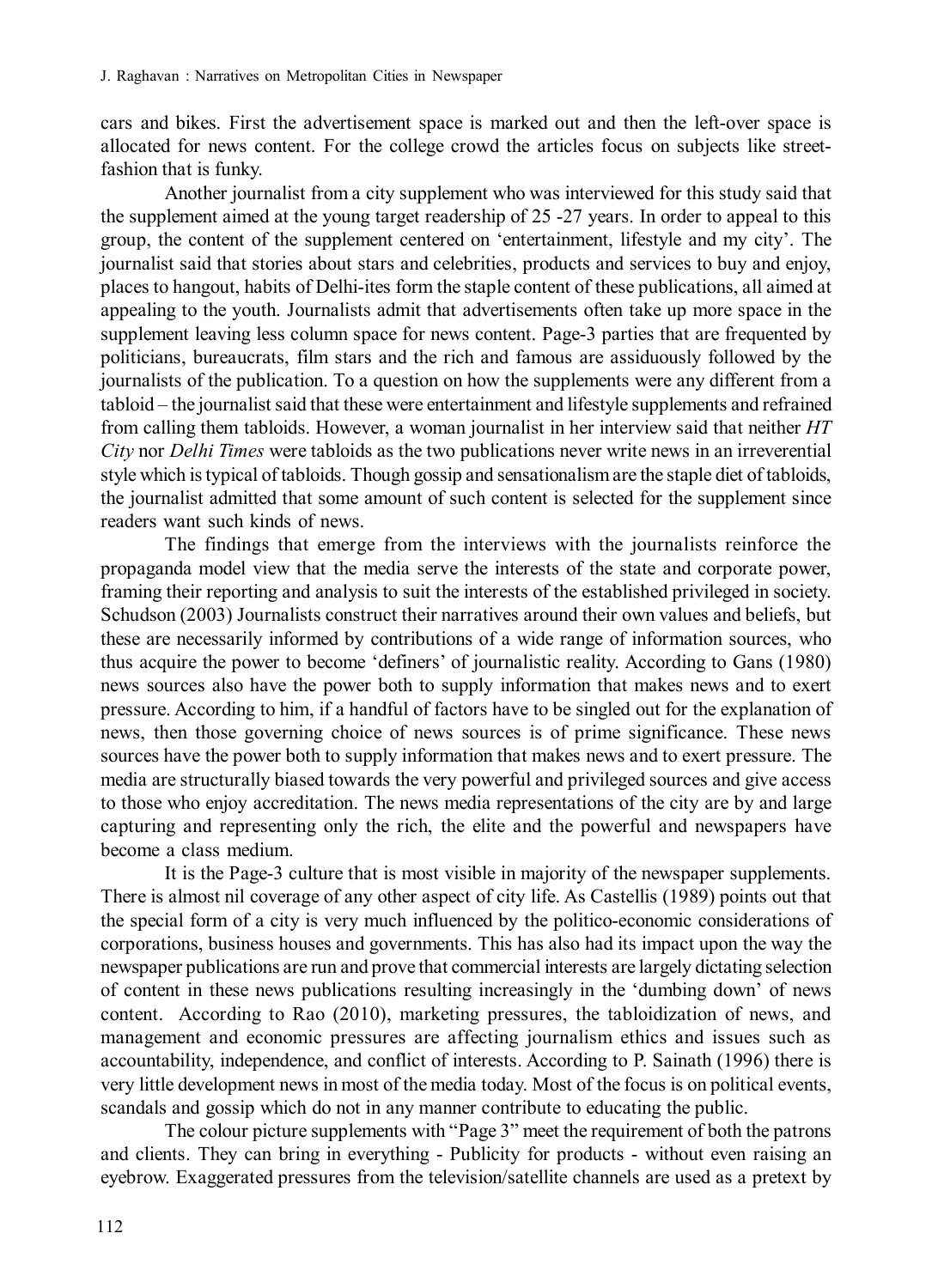cars and bikes. First the advertisement space is marked out and then the left-over space is allocated for news content. For the college crowd the articles focus on subjects like street-fashion that is funky.

Another journalist from a city supplement who was interviewed for this study said that the supplement aimed at the young target readership of 25 -27 years. In order to appeal to this group, the content of the supplement centered on 'entertainment, lifestyle and my city'. The journalist said that stories about stars and celebrities, products and services to buy and enjoy, places to hangout, habits of Delhi-ites form the staple content of these publications, all aimed at appealing to the youth. Journalists admit that advertisements often take up more space in the supplement leaving less column space for news content. Page-3 parties that are frequented by politicians, bureaucrats, film stars and the rich and famous are assiduously followed by the journalists of the publication. To a question on how the supplements were any different from a tabloid – the journalist said that these were entertainment and lifestyle supplements and refrained from calling them tabloids. However, a woman journalist in her interview said that neither *HT City* nor *Delhi Times* were tabloids as the two publications never write news in an irreverential style which is typical of tabloids. Though gossip and sensationalism are the staple diet of tabloids, the journalist admitted that some amount of such content is selected for the supplement since readers want such kinds of news.

The findings that emerge from the interviews with the journalists reinforce the propaganda model view that the media serve the interests of the state and corporate power, framing their reporting and analysis to suit the interests of the established privileged in society. Schudson (2003) Journalists construct their narratives around their own values and beliefs, but these are necessarily informed by contributions of a wide range of information sources, who thus acquire the power to become 'definers' of journalistic reality. According to Gans (1980) news sources also have the power both to supply information that makes news and to exert pressure. According to him, if a handful of factors have to be singled out for the explanation of news, then those governing choice of news sources is of prime significance. These news sources have the power both to supply information that makes news and to exert pressure. The media are structurally biased towards the very powerful and privileged sources and give access to those who enjoy accreditation. The news media representations of the city are by and large capturing and representing only the rich, the elite and the powerful and newspapers have become a class medium.

It is the Page-3 culture that is most visible in majority of the newspaper supplements. There is almost nil coverage of any other aspect of city life. As Castellis (1989) points out that the special form of a city is very much influenced by the politico-economic considerations of corporations, business houses and governments. This has also had its impact upon the way the newspaper publications are run and prove that commercial interests are largely dictating selection of content in these news publications resulting increasingly in the 'dumbing down' of news content. According to Rao (2010), marketing pressures, the tabloidization of news, and management and economic pressures are affecting journalism ethics and issues such as accountability, independence, and conflict of interests. According to P. Sainath (1996) there is very little development news in most of the media today. Most of the focus is on political events, scandals and gossip which do not in any manner contribute to educating the public.

The colour picture supplements with "Page 3" meet the requirement of both the patrons and clients. They can bring in everything - Publicity for products - without even raising an eyebrow. Exaggerated pressures from the television/satellite channels are used as a pretext by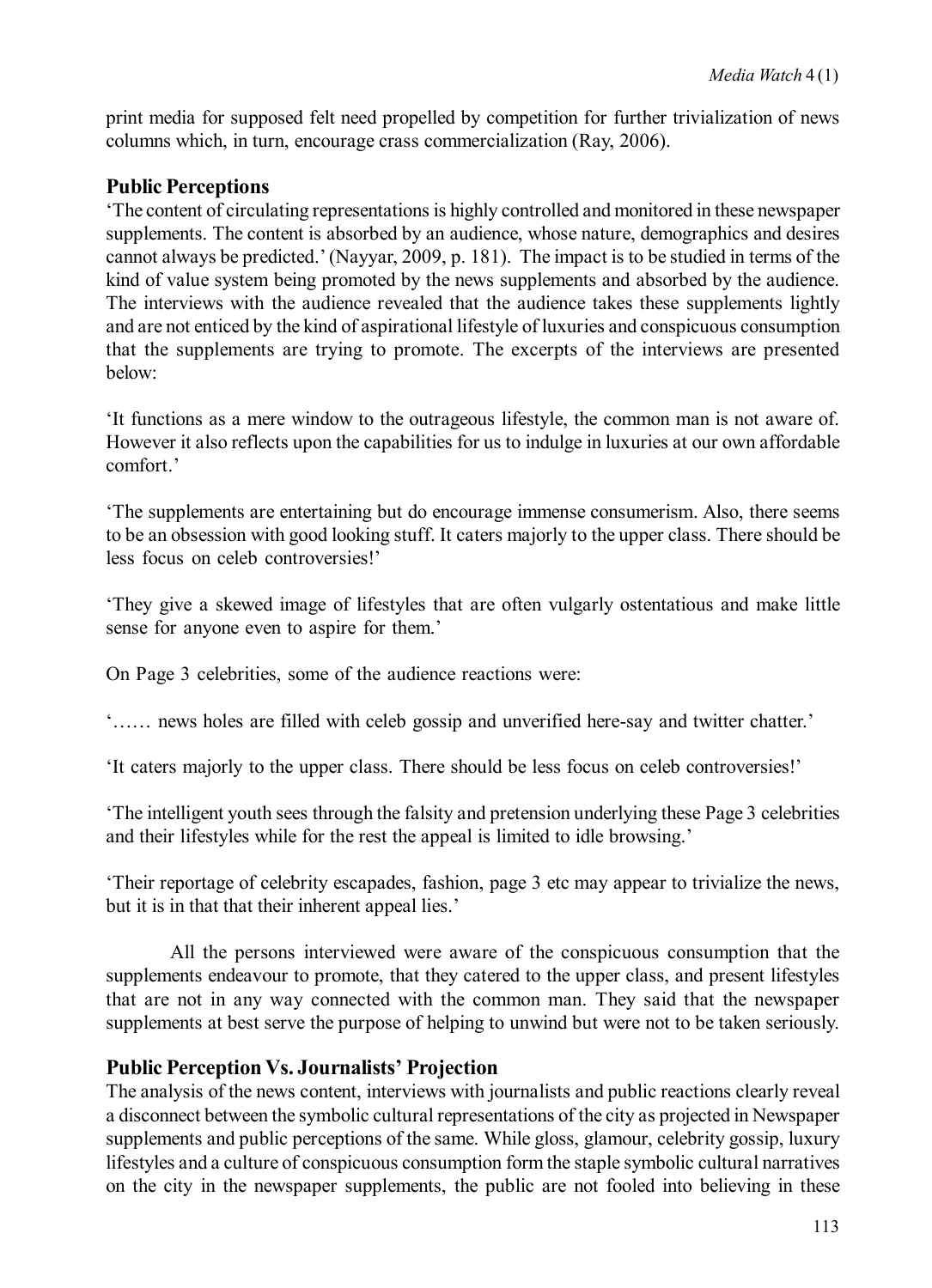print media for supposed felt need propelled by competition for further trivialization of news columns which, in turn, encourage crass commercialization (Ray, 2006).

## Public Perceptions

'The content of circulating representations is highly controlled and monitored in these newspaper supplements. The content is absorbed by an audience, whose nature, demographics and desires cannot always be predicted.' (Nayyar, 2009, p. 181). The impact is to be studied in terms of the kind of value system being promoted by the news supplements and absorbed by the audience. The interviews with the audience revealed that the audience takes these supplements lightly and are not enticed by the kind of aspirational lifestyle of luxuries and conspicuous consumption that the supplements are trying to promote. The excerpts of the interviews are presented below:

'It functions as a mere window to the outrageous lifestyle, the common man is not aware of. However it also reflects upon the capabilities for us to indulge in luxuries at our own affordable comfort.'

'The supplements are entertaining but do encourage immense consumerism. Also, there seems to be an obsession with good looking stuff. It caters majorly to the upper class. There should be less focus on celeb controversies!'

'They give a skewed image of lifestyles that are often vulgarly ostentatious and make little sense for anyone even to aspire for them.'

On Page 3 celebrities, some of the audience reactions were:

'…… news holes are filled with celeb gossip and unverified here-say and twitter chatter.'

'It caters majorly to the upper class. There should be less focus on celeb controversies!'

'The intelligent youth sees through the falsity and pretension underlying these Page 3 celebrities and their lifestyles while for the rest the appeal is limited to idle browsing.'

'Their reportage of celebrity escapades, fashion, page 3 etc may appear to trivialize the news, but it is in that that their inherent appeal lies.'

All the persons interviewed were aware of the conspicuous consumption that the supplements endeavour to promote, that they catered to the upper class, and present lifestyles that are not in any way connected with the common man. They said that the newspaper supplements at best serve the purpose of helping to unwind but were not to be taken seriously.

## Public Perception Vs. Journalists' Projection

The analysis of the news content, interviews with journalists and public reactions clearly reveal a disconnect between the symbolic cultural representations of the city as projected in Newspaper supplements and public perceptions of the same. While gloss, glamour, celebrity gossip, luxury lifestyles and a culture of conspicuous consumption form the staple symbolic cultural narratives on the city in the newspaper supplements, the public are not fooled into believing in these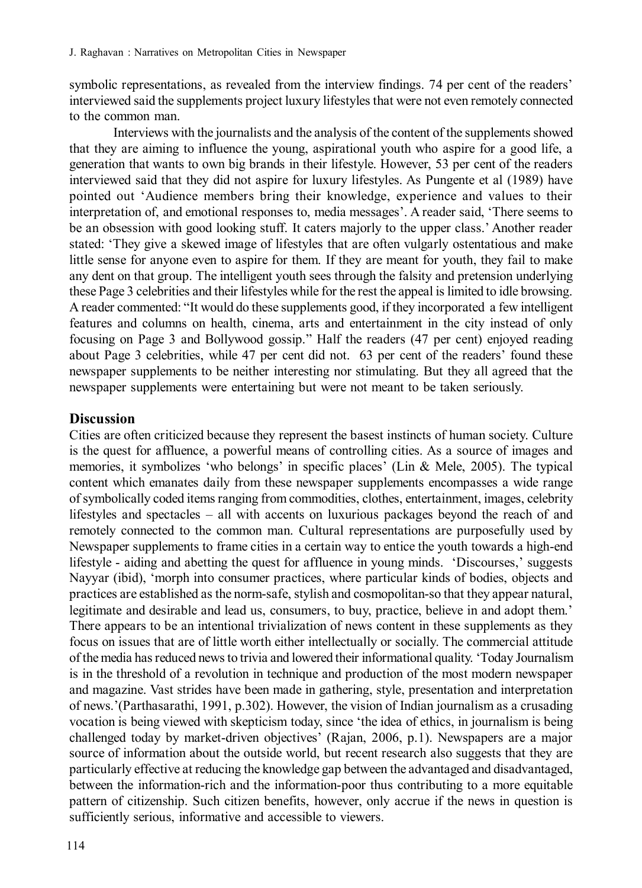symbolic representations, as revealed from the interview findings. 74 per cent of the readers' interviewed said the supplements project luxury lifestyles that were not even remotely connected to the common man.

Interviews with the journalists and the analysis of the content of the supplements showed that they are aiming to influence the young, aspirational youth who aspire for a good life, a generation that wants to own big brands in their lifestyle. However, 53 per cent of the readers interviewed said that they did not aspire for luxury lifestyles. As Pungente et al (1989) have pointed out 'Audience members bring their knowledge, experience and values to their interpretation of, and emotional responses to, media messages'. A reader said, 'There seems to be an obsession with good looking stuff. It caters majorly to the upper class.' Another reader stated: 'They give a skewed image of lifestyles that are often vulgarly ostentatious and make little sense for anyone even to aspire for them. If they are meant for youth, they fail to make any dent on that group. The intelligent youth sees through the falsity and pretension underlying these Page 3 celebrities and their lifestyles while for the rest the appeal is limited to idle browsing. A reader commented: "It would do these supplements good, if they incorporated a few intelligent features and columns on health, cinema, arts and entertainment in the city instead of only focusing on Page 3 and Bollywood gossip." Half the readers (47 per cent) enjoyed reading about Page 3 celebrities, while 47 per cent did not. 63 per cent of the readers' found these newspaper supplements to be neither interesting nor stimulating. But they all agreed that the newspaper supplements were entertaining but were not meant to be taken seriously.

## Discussion

Cities are often criticized because they represent the basest instincts of human society. Culture is the quest for affluence, a powerful means of controlling cities. As a source of images and memories, it symbolizes 'who belongs' in specific places' (Lin & Mele, 2005). The typical content which emanates daily from these newspaper supplements encompasses a wide range of symbolically coded items ranging from commodities, clothes, entertainment, images, celebrity lifestyles and spectacles – all with accents on luxurious packages beyond the reach of and remotely connected to the common man. Cultural representations are purposefully used by Newspaper supplements to frame cities in a certain way to entice the youth towards a high-end lifestyle - aiding and abetting the quest for affluence in young minds. 'Discourses,' suggests Nayyar (ibid), 'morph into consumer practices, where particular kinds of bodies, objects and practices are established as the norm-safe, stylish and cosmopolitan-so that they appear natural, legitimate and desirable and lead us, consumers, to buy, practice, believe in and adopt them.' There appears to be an intentional trivialization of news content in these supplements as they focus on issues that are of little worth either intellectually or socially. The commercial attitude of the media has reduced news to trivia and lowered their informational quality. 'Today Journalism is in the threshold of a revolution in technique and production of the most modern newspaper and magazine. Vast strides have been made in gathering, style, presentation and interpretation of news.'(Parthasarathi, 1991, p.302). However, the vision of Indian journalism as a crusading vocation is being viewed with skepticism today, since 'the idea of ethics, in journalism is being challenged today by market-driven objectives' (Rajan, 2006, p.1). Newspapers are a major source of information about the outside world, but recent research also suggests that they are particularly effective at reducing the knowledge gap between the advantaged and disadvantaged, between the information-rich and the information-poor thus contributing to a more equitable pattern of citizenship. Such citizen benefits, however, only accrue if the news in question is sufficiently serious, informative and accessible to viewers.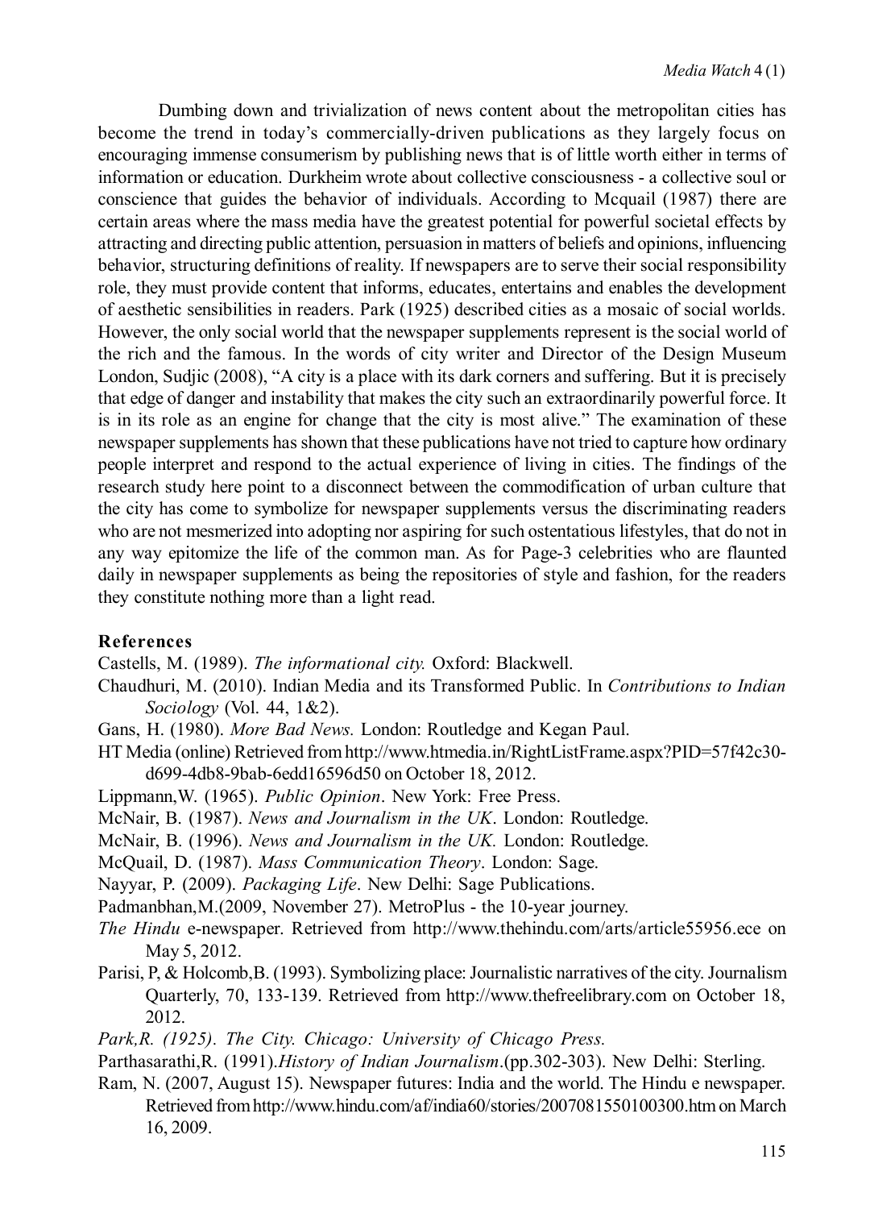Dumbing down and trivialization of news content about the metropolitan cities has become the trend in today's commercially-driven publications as they largely focus on encouraging immense consumerism by publishing news that is of little worth either in terms of information or education. Durkheim wrote about collective consciousness - a collective soul or conscience that guides the behavior of individuals. According to Mcquail (1987) there are certain areas where the mass media have the greatest potential for powerful societal effects by attracting and directing public attention, persuasion in matters of beliefs and opinions, influencing behavior, structuring definitions of reality. If newspapers are to serve their social responsibility role, they must provide content that informs, educates, entertains and enables the development of aesthetic sensibilities in readers. Park (1925) described cities as a mosaic of social worlds. However, the only social world that the newspaper supplements represent is the social world of the rich and the famous. In the words of city writer and Director of the Design Museum London, Sudjic (2008), "A city is a place with its dark corners and suffering. But it is precisely that edge of danger and instability that makes the city such an extraordinarily powerful force. It is in its role as an engine for change that the city is most alive." The examination of these newspaper supplements has shown that these publications have not tried to capture how ordinary people interpret and respond to the actual experience of living in cities. The findings of the research study here point to a disconnect between the commodification of urban culture that the city has come to symbolize for newspaper supplements versus the discriminating readers who are not mesmerized into adopting nor aspiring for such ostentatious lifestyles, that do not in any way epitomize the life of the common man. As for Page-3 celebrities who are flaunted daily in newspaper supplements as being the repositories of style and fashion, for the readers they constitute nothing more than a light read.

## References

Castells, M. (1989). *The informational city.* Oxford: Blackwell.

Chaudhuri, M. (2010). Indian Media and its Transformed Public. In *Contributions to Indian Sociology* (Vol. 44, 1&2).

Gans, H. (1980). *More Bad News.* London: Routledge and Kegan Paul.

HT Media (online) Retrieved from http://www.htmedia.in/RightListFrame.aspx?PID=57f42c30-d699-4db8-9bab-6edd16596d50 on October 18, 2012.

Lippmann,W. (1965). *Public Opinion*. New York: Free Press.

McNair, B. (1987). *News and Journalism in the UK*. London: Routledge.

McNair, B. (1996). *News and Journalism in the UK.* London: Routledge.

McQuail, D. (1987). *Mass Communication Theory*. London: Sage.

Nayyar, P. (2009). *Packaging Life*. New Delhi: Sage Publications.

Padmanbhan,M.(2009, November 27). MetroPlus - the 10-year journey.

*The Hindu* e-newspaper. Retrieved from http://www.thehindu.com/arts/article55956.ece on May 5, 2012.

Parisi, P, & Holcomb,B. (1993). Symbolizing place: Journalistic narratives of the city. Journalism Quarterly, 70, 133-139. Retrieved from http://www.thefreelibrary.com on October 18, 2012.

*Park,R. (1925). The City. Chicago: University of Chicago Press.*

Parthasarathi,R. (1991).*History of Indian Journalism*.(pp.302-303). New Delhi: Sterling.

Ram, N. (2007, August 15). Newspaper futures: India and the world. The Hindu e newspaper. Retrieved from http://www.hindu.com/af/india60/stories/2007081550100300.htm on March 16, 2009.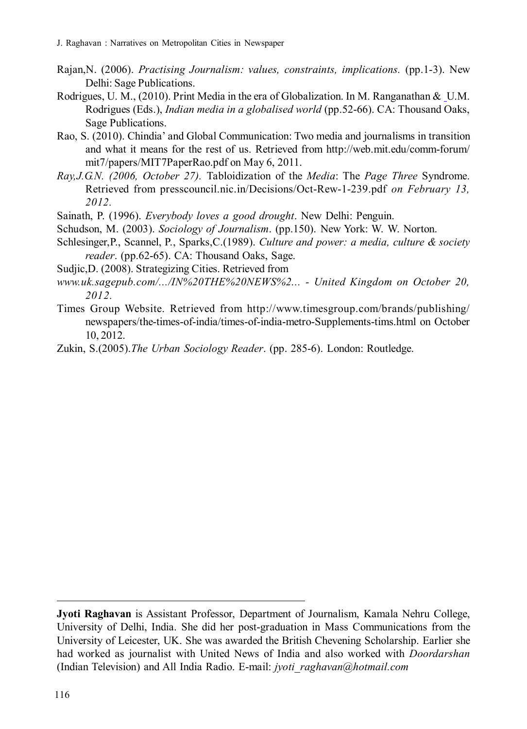Rajan,N. (2006). *Practising Journalism: values, constraints, implications.* (pp.1-3). New Delhi: Sage Publications.

Rodrigues, U. M., (2010). Print Media in the era of Globalization. In M. Ranganathan & U.M. Rodrigues (Eds.), *Indian media in a globalised world* (pp.52-66). CA: Thousand Oaks, Sage Publications.

Rao, S. (2010). Chindia' and Global Communication: Two media and journalisms in transition and what it means for the rest of us. Retrieved from http://web.mit.edu/comm-forum/mit7/papers/MIT7PaperRao.pdf on May 6, 2011.

*Ray,J.G.N. (2006, October 27).* Tabloidization of the *Media*: The *Page Three* Syndrome. Retrieved from presscouncil.nic.in/Decisions/Oct-Rew-1-239.pdf *on February 13, 2012.*

Sainath, P. (1996). *Everybody loves a good drought*. New Delhi: Penguin.

Schudson, M. (2003). *Sociology of Journalism*. (pp.150). New York: W. W. Norton.

Schlesinger,P., Scannel, P., Sparks,C.(1989). *Culture and power: a media, culture & society reader*. (pp.62-65). CA: Thousand Oaks, Sage.

Sudjic,D. (2008). Strategizing Cities. Retrieved from

*www.uk.sagepub.com/.../IN%20THE%20NEWS%2... - United Kingdom on October 20, 2012.*

Times Group Website. Retrieved from http://www.timesgroup.com/brands/publishing/newspapers/the-times-of-india/times-of-india-metro-Supplements-tims.html on October 10, 2012.

Zukin, S.(2005).*The Urban Sociology Reader*. (pp. 285-6). London: Routledge.

---

**Jyoti Raghavan** is Assistant Professor, Department of Journalism, Kamala Nehru College, University of Delhi, India. She did her post-graduation in Mass Communications from the University of Leicester, UK. She was awarded the British Chevening Scholarship. Earlier she had worked as journalist with United News of India and also worked with *Doordarshan* (Indian Television) and All India Radio. E-mail: *jyoti_raghavan@hotmail.com*